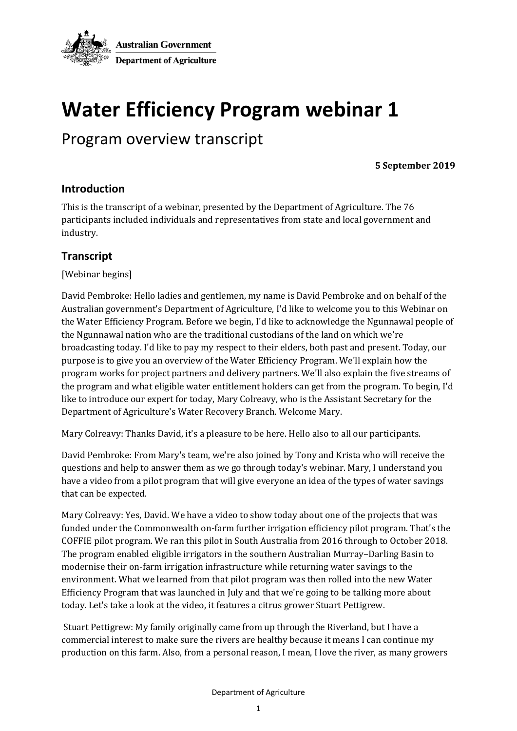Australian Government

Department of Agriculture

# Water Efficiency Program webinar 1

## Program overview transcript

**5 September 2019**

### Introduction

This is the transcript of a webinar, presented by the Department of Agriculture. The 76 participants included individuals and representatives from state and local government and industry.

### Transcript

[Webinar begins]

David Pembroke: Hello ladies and gentlemen, my name is David Pembroke and on behalf of the Australian government's Department of Agriculture, I'd like to welcome you to this Webinar on the Water Efficiency Program. Before we begin, I'd like to acknowledge the Ngunnawal people of the Ngunnawal nation who are the traditional custodians of the land on which we're broadcasting today. I'd like to pay my respect to their elders, both past and present. Today, our purpose is to give you an overview of the Water Efficiency Program. We'll explain how the program works for project partners and delivery partners. We'll also explain the five streams of the program and what eligible water entitlement holders can get from the program. To begin, I'd like to introduce our expert for today, Mary Colreavy, who is the Assistant Secretary for the Department of Agriculture's Water Recovery Branch. Welcome Mary.

Mary Colreavy: Thanks David, it's a pleasure to be here. Hello also to all our participants.

David Pembroke: From Mary's team, we're also joined by Tony and Krista who will receive the questions and help to answer them as we go through today's webinar. Mary, I understand you have a video from a pilot program that will give everyone an idea of the types of water savings that can be expected.

Mary Colreavy: Yes, David. We have a video to show today about one of the projects that was funded under the Commonwealth on-farm further irrigation efficiency pilot program. That's the COFFIE pilot program. We ran this pilot in South Australia from 2016 through to October 2018. The program enabled eligible irrigators in the southern Australian Murray–Darling Basin to modernise their on-farm irrigation infrastructure while returning water savings to the environment. What we learned from that pilot program was then rolled into the new Water Efficiency Program that was launched in July and that we're going to be talking more about today. Let's take a look at the video, it features a citrus grower Stuart Pettigrew.

Stuart Pettigrew: My family originally came from up through the Riverland, but I have a commercial interest to make sure the rivers are healthy because it means I can continue my production on this farm. Also, from a personal reason, I mean, I love the river, as many growers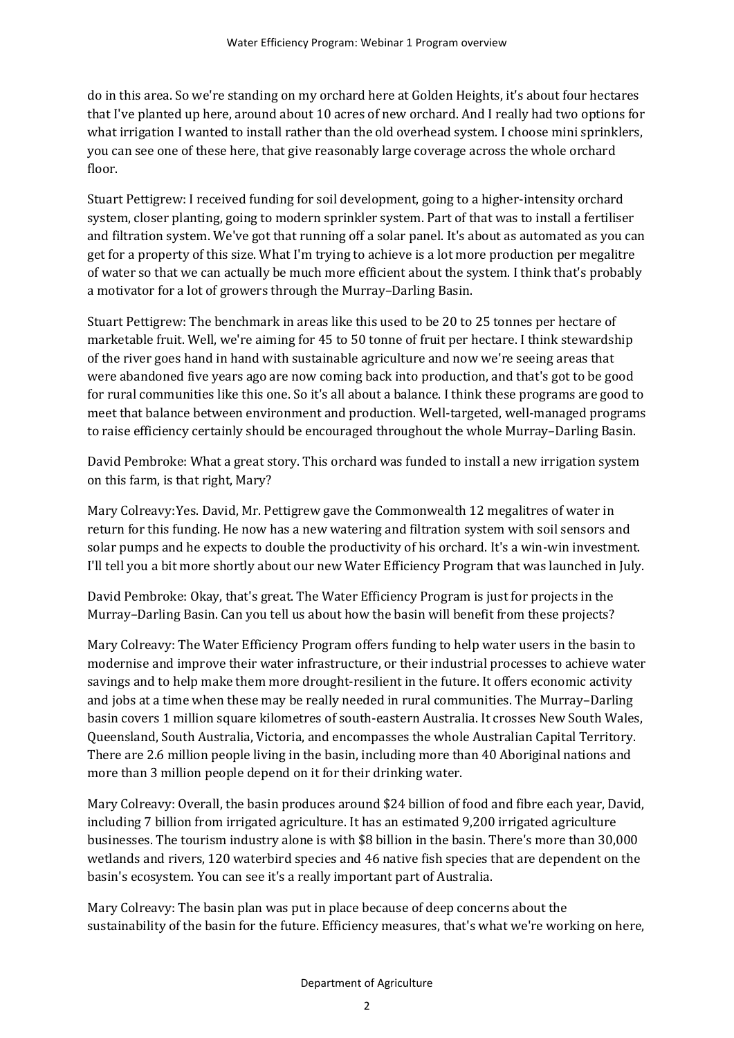do in this area. So we're standing on my orchard here at Golden Heights, it's about four hectares that I've planted up here, around about 10 acres of new orchard. And I really had two options for what irrigation I wanted to install rather than the old overhead system. I choose mini sprinklers, you can see one of these here, that give reasonably large coverage across the whole orchard floor.

Stuart Pettigrew: I received funding for soil development, going to a higher-intensity orchard system, closer planting, going to modern sprinkler system. Part of that was to install a fertiliser and filtration system. We've got that running off a solar panel. It's about as automated as you can get for a property of this size. What I'm trying to achieve is a lot more production per megalitre of water so that we can actually be much more efficient about the system. I think that's probably a motivator for a lot of growers through the Murray–Darling Basin.

Stuart Pettigrew: The benchmark in areas like this used to be 20 to 25 tonnes per hectare of marketable fruit. Well, we're aiming for 45 to 50 tonne of fruit per hectare. I think stewardship of the river goes hand in hand with sustainable agriculture and now we're seeing areas that were abandoned five years ago are now coming back into production, and that's got to be good for rural communities like this one. So it's all about a balance. I think these programs are good to meet that balance between environment and production. Well-targeted, well-managed programs to raise efficiency certainly should be encouraged throughout the whole Murray–Darling Basin.

David Pembroke: What a great story. This orchard was funded to install a new irrigation system on this farm, is that right, Mary?

Mary Colreavy:Yes. David, Mr. Pettigrew gave the Commonwealth 12 megalitres of water in return for this funding. He now has a new watering and filtration system with soil sensors and solar pumps and he expects to double the productivity of his orchard. It's a win-win investment. I'll tell you a bit more shortly about our new Water Efficiency Program that was launched in July.

David Pembroke: Okay, that's great. The Water Efficiency Program is just for projects in the Murray–Darling Basin. Can you tell us about how the basin will benefit from these projects?

Mary Colreavy: The Water Efficiency Program offers funding to help water users in the basin to modernise and improve their water infrastructure, or their industrial processes to achieve water savings and to help make them more drought-resilient in the future. It offers economic activity and jobs at a time when these may be really needed in rural communities. The Murray–Darling basin covers 1 million square kilometres of south-eastern Australia. It crosses New South Wales, Queensland, South Australia, Victoria, and encompasses the whole Australian Capital Territory. There are 2.6 million people living in the basin, including more than 40 Aboriginal nations and more than 3 million people depend on it for their drinking water.

Mary Colreavy: Overall, the basin produces around $24 billion of food and fibre each year, David, including 7 billion from irrigated agriculture. It has an estimated 9,200 irrigated agriculture businesses. The tourism industry alone is with $8 billion in the basin. There's more than 30,000 wetlands and rivers, 120 waterbird species and 46 native fish species that are dependent on the basin's ecosystem. You can see it's a really important part of Australia.

Mary Colreavy: The basin plan was put in place because of deep concerns about the sustainability of the basin for the future. Efficiency measures, that's what we're working on here,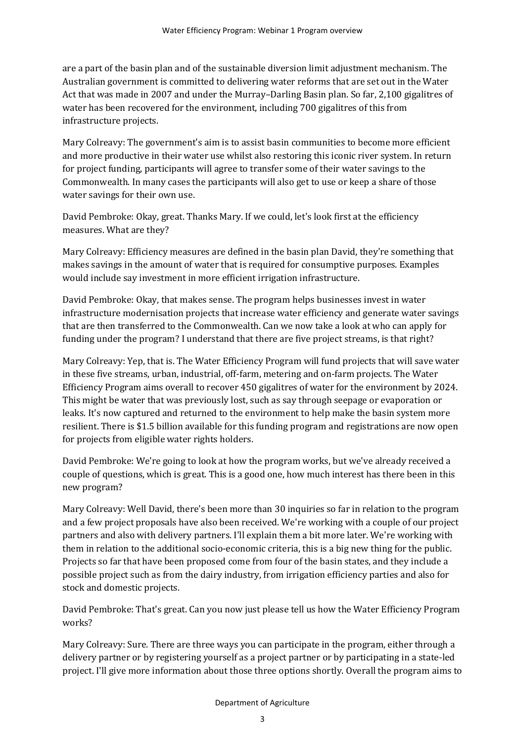are a part of the basin plan and of the sustainable diversion limit adjustment mechanism. The Australian government is committed to delivering water reforms that are set out in the Water Act that was made in 2007 and under the Murray–Darling Basin plan. So far, 2,100 gigalitres of water has been recovered for the environment, including 700 gigalitres of this from infrastructure projects.

Mary Colreavy: The government's aim is to assist basin communities to become more efficient and more productive in their water use whilst also restoring this iconic river system. In return for project funding, participants will agree to transfer some of their water savings to the Commonwealth. In many cases the participants will also get to use or keep a share of those water savings for their own use.

David Pembroke: Okay, great. Thanks Mary. If we could, let's look first at the efficiency measures. What are they?

Mary Colreavy: Efficiency measures are defined in the basin plan David, they're something that makes savings in the amount of water that is required for consumptive purposes. Examples would include say investment in more efficient irrigation infrastructure.

David Pembroke: Okay, that makes sense. The program helps businesses invest in water infrastructure modernisation projects that increase water efficiency and generate water savings that are then transferred to the Commonwealth. Can we now take a look at who can apply for funding under the program? I understand that there are five project streams, is that right?

Mary Colreavy: Yep, that is. The Water Efficiency Program will fund projects that will save water in these five streams, urban, industrial, off-farm, metering and on-farm projects. The Water Efficiency Program aims overall to recover 450 gigalitres of water for the environment by 2024. This might be water that was previously lost, such as say through seepage or evaporation or leaks. It's now captured and returned to the environment to help make the basin system more resilient. There is $1.5 billion available for this funding program and registrations are now open for projects from eligible water rights holders.

David Pembroke: We're going to look at how the program works, but we've already received a couple of questions, which is great. This is a good one, how much interest has there been in this new program?

Mary Colreavy: Well David, there's been more than 30 inquiries so far in relation to the program and a few project proposals have also been received. We're working with a couple of our project partners and also with delivery partners. I'll explain them a bit more later. We're working with them in relation to the additional socio-economic criteria, this is a big new thing for the public. Projects so far that have been proposed come from four of the basin states, and they include a possible project such as from the dairy industry, from irrigation efficiency parties and also for stock and domestic projects.

David Pembroke: That's great. Can you now just please tell us how the Water Efficiency Program works?

Mary Colreavy: Sure. There are three ways you can participate in the program, either through a delivery partner or by registering yourself as a project partner or by participating in a state-led project. I'll give more information about those three options shortly. Overall the program aims to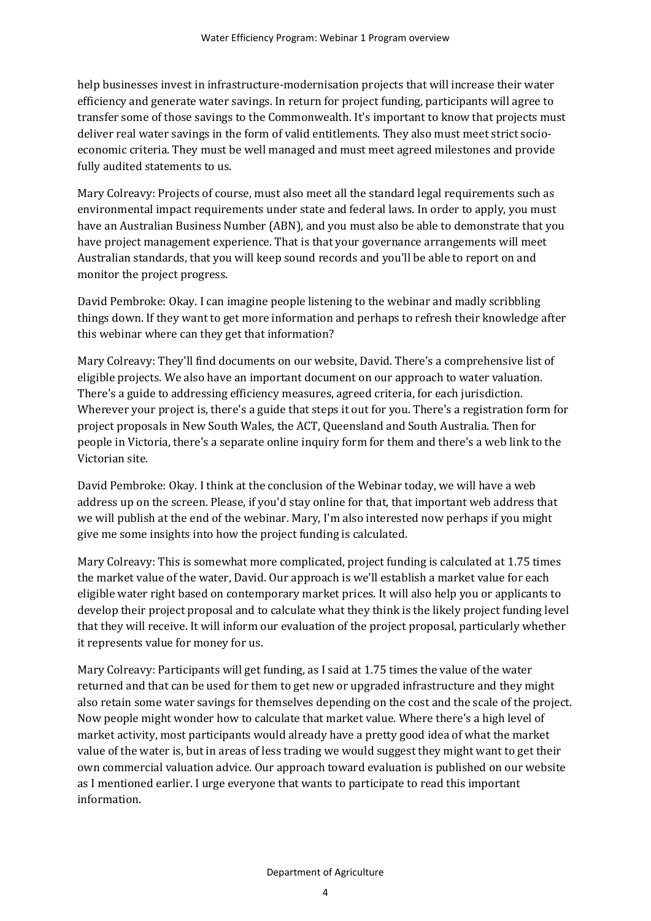help businesses invest in infrastructure-modernisation projects that will increase their water efficiency and generate water savings. In return for project funding, participants will agree to transfer some of those savings to the Commonwealth. It's important to know that projects must deliver real water savings in the form of valid entitlements. They also must meet strict socio-economic criteria. They must be well managed and must meet agreed milestones and provide fully audited statements to us.

Mary Colreavy: Projects of course, must also meet all the standard legal requirements such as environmental impact requirements under state and federal laws. In order to apply, you must have an Australian Business Number (ABN), and you must also be able to demonstrate that you have project management experience. That is that your governance arrangements will meet Australian standards, that you will keep sound records and you'll be able to report on and monitor the project progress.

David Pembroke: Okay. I can imagine people listening to the webinar and madly scribbling things down. If they want to get more information and perhaps to refresh their knowledge after this webinar where can they get that information?

Mary Colreavy: They'll find documents on our website, David. There's a comprehensive list of eligible projects. We also have an important document on our approach to water valuation. There's a guide to addressing efficiency measures, agreed criteria, for each jurisdiction. Wherever your project is, there's a guide that steps it out for you. There's a registration form for project proposals in New South Wales, the ACT, Queensland and South Australia. Then for people in Victoria, there's a separate online inquiry form for them and there's a web link to the Victorian site.

David Pembroke: Okay. I think at the conclusion of the Webinar today, we will have a web address up on the screen. Please, if you'd stay online for that, that important web address that we will publish at the end of the webinar. Mary, I'm also interested now perhaps if you might give me some insights into how the project funding is calculated.

Mary Colreavy: This is somewhat more complicated, project funding is calculated at 1.75 times the market value of the water, David. Our approach is we'll establish a market value for each eligible water right based on contemporary market prices. It will also help you or applicants to develop their project proposal and to calculate what they think is the likely project funding level that they will receive. It will inform our evaluation of the project proposal, particularly whether it represents value for money for us.

Mary Colreavy: Participants will get funding, as I said at 1.75 times the value of the water returned and that can be used for them to get new or upgraded infrastructure and they might also retain some water savings for themselves depending on the cost and the scale of the project. Now people might wonder how to calculate that market value. Where there's a high level of market activity, most participants would already have a pretty good idea of what the market value of the water is, but in areas of less trading we would suggest they might want to get their own commercial valuation advice. Our approach toward evaluation is published on our website as I mentioned earlier. I urge everyone that wants to participate to read this important information.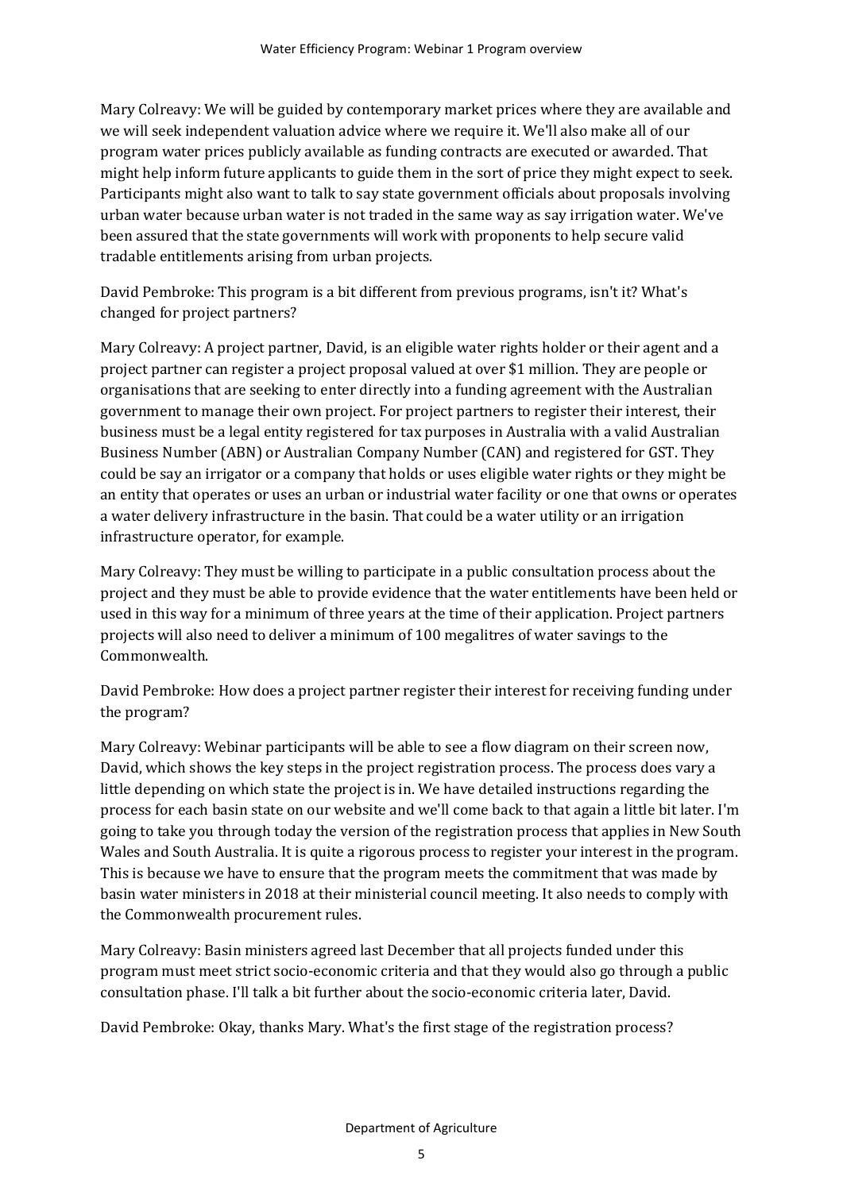Mary Colreavy: We will be guided by contemporary market prices where they are available and we will seek independent valuation advice where we require it. We'll also make all of our program water prices publicly available as funding contracts are executed or awarded. That might help inform future applicants to guide them in the sort of price they might expect to seek. Participants might also want to talk to say state government officials about proposals involving urban water because urban water is not traded in the same way as say irrigation water. We've been assured that the state governments will work with proponents to help secure valid tradable entitlements arising from urban projects.

David Pembroke: This program is a bit different from previous programs, isn't it? What's changed for project partners?

Mary Colreavy: A project partner, David, is an eligible water rights holder or their agent and a project partner can register a project proposal valued at over $1 million. They are people or organisations that are seeking to enter directly into a funding agreement with the Australian government to manage their own project. For project partners to register their interest, their business must be a legal entity registered for tax purposes in Australia with a valid Australian Business Number (ABN) or Australian Company Number (CAN) and registered for GST. They could be say an irrigator or a company that holds or uses eligible water rights or they might be an entity that operates or uses an urban or industrial water facility or one that owns or operates a water delivery infrastructure in the basin. That could be a water utility or an irrigation infrastructure operator, for example.

Mary Colreavy: They must be willing to participate in a public consultation process about the project and they must be able to provide evidence that the water entitlements have been held or used in this way for a minimum of three years at the time of their application. Project partners projects will also need to deliver a minimum of 100 megalitres of water savings to the Commonwealth.

David Pembroke: How does a project partner register their interest for receiving funding under the program?

Mary Colreavy: Webinar participants will be able to see a flow diagram on their screen now, David, which shows the key steps in the project registration process. The process does vary a little depending on which state the project is in. We have detailed instructions regarding the process for each basin state on our website and we'll come back to that again a little bit later. I'm going to take you through today the version of the registration process that applies in New South Wales and South Australia. It is quite a rigorous process to register your interest in the program. This is because we have to ensure that the program meets the commitment that was made by basin water ministers in 2018 at their ministerial council meeting. It also needs to comply with the Commonwealth procurement rules.

Mary Colreavy: Basin ministers agreed last December that all projects funded under this program must meet strict socio-economic criteria and that they would also go through a public consultation phase. I'll talk a bit further about the socio-economic criteria later, David.

David Pembroke: Okay, thanks Mary. What's the first stage of the registration process?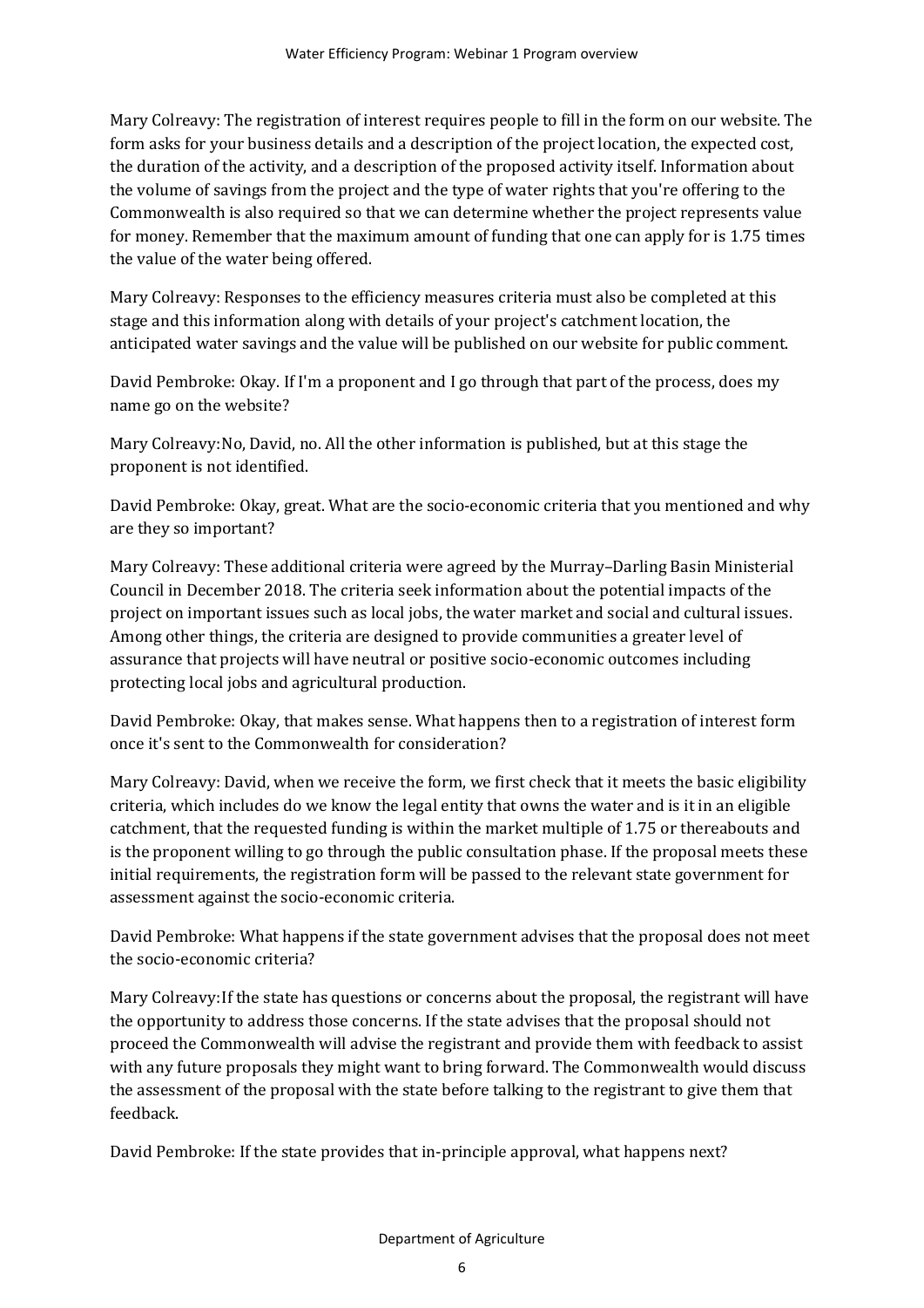Mary Colreavy: The registration of interest requires people to fill in the form on our website. The form asks for your business details and a description of the project location, the expected cost, the duration of the activity, and a description of the proposed activity itself. Information about the volume of savings from the project and the type of water rights that you're offering to the Commonwealth is also required so that we can determine whether the project represents value for money. Remember that the maximum amount of funding that one can apply for is 1.75 times the value of the water being offered.

Mary Colreavy: Responses to the efficiency measures criteria must also be completed at this stage and this information along with details of your project's catchment location, the anticipated water savings and the value will be published on our website for public comment.

David Pembroke: Okay. If I'm a proponent and I go through that part of the process, does my name go on the website?

Mary Colreavy:No, David, no. All the other information is published, but at this stage the proponent is not identified.

David Pembroke: Okay, great. What are the socio-economic criteria that you mentioned and why are they so important?

Mary Colreavy: These additional criteria were agreed by the Murray–Darling Basin Ministerial Council in December 2018. The criteria seek information about the potential impacts of the project on important issues such as local jobs, the water market and social and cultural issues. Among other things, the criteria are designed to provide communities a greater level of assurance that projects will have neutral or positive socio-economic outcomes including protecting local jobs and agricultural production.

David Pembroke: Okay, that makes sense. What happens then to a registration of interest form once it's sent to the Commonwealth for consideration?

Mary Colreavy: David, when we receive the form, we first check that it meets the basic eligibility criteria, which includes do we know the legal entity that owns the water and is it in an eligible catchment, that the requested funding is within the market multiple of 1.75 or thereabouts and is the proponent willing to go through the public consultation phase. If the proposal meets these initial requirements, the registration form will be passed to the relevant state government for assessment against the socio-economic criteria.

David Pembroke: What happens if the state government advises that the proposal does not meet the socio-economic criteria?

Mary Colreavy:If the state has questions or concerns about the proposal, the registrant will have the opportunity to address those concerns. If the state advises that the proposal should not proceed the Commonwealth will advise the registrant and provide them with feedback to assist with any future proposals they might want to bring forward. The Commonwealth would discuss the assessment of the proposal with the state before talking to the registrant to give them that feedback.

David Pembroke: If the state provides that in-principle approval, what happens next?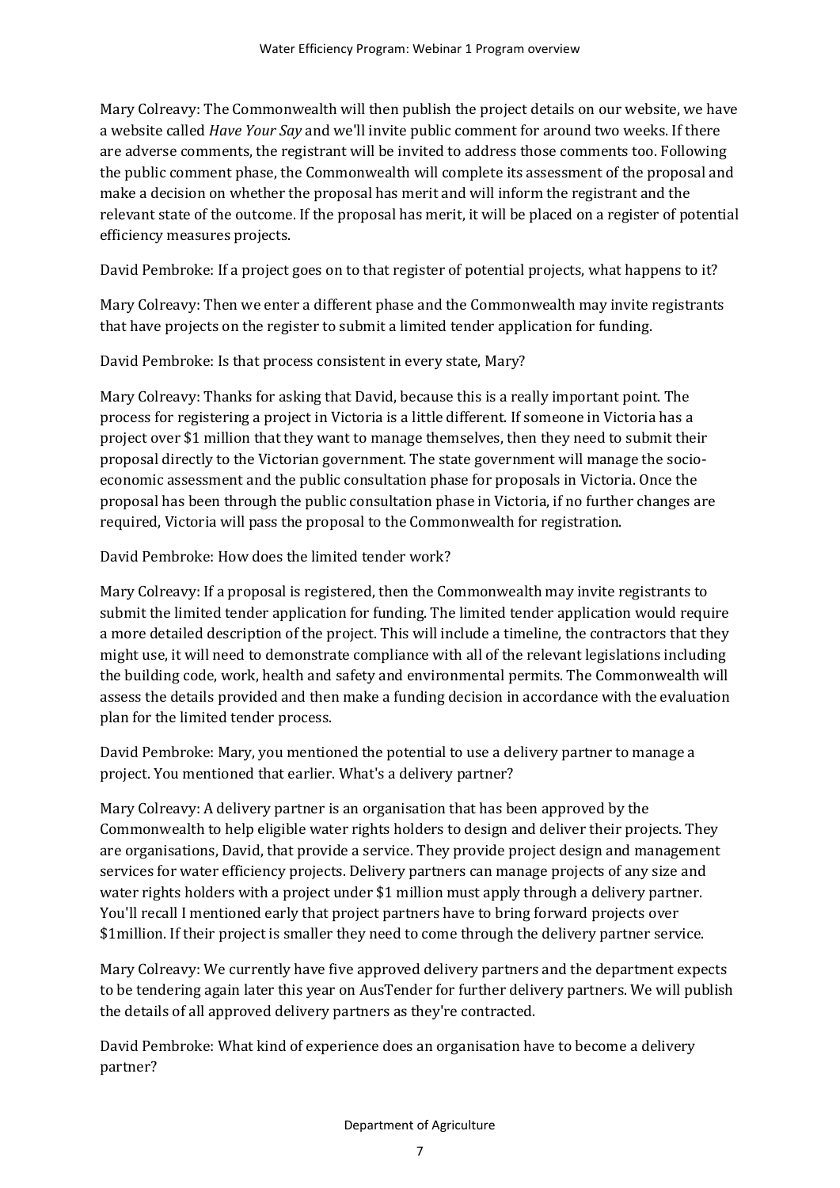Mary Colreavy: The Commonwealth will then publish the project details on our website, we have a website called *Have Your Say* and we'll invite public comment for around two weeks. If there are adverse comments, the registrant will be invited to address those comments too. Following the public comment phase, the Commonwealth will complete its assessment of the proposal and make a decision on whether the proposal has merit and will inform the registrant and the relevant state of the outcome. If the proposal has merit, it will be placed on a register of potential efficiency measures projects.

David Pembroke: If a project goes on to that register of potential projects, what happens to it?

Mary Colreavy: Then we enter a different phase and the Commonwealth may invite registrants that have projects on the register to submit a limited tender application for funding.

David Pembroke: Is that process consistent in every state, Mary?

Mary Colreavy: Thanks for asking that David, because this is a really important point. The process for registering a project in Victoria is a little different. If someone in Victoria has a project over $1 million that they want to manage themselves, then they need to submit their proposal directly to the Victorian government. The state government will manage the socio-economic assessment and the public consultation phase for proposals in Victoria. Once the proposal has been through the public consultation phase in Victoria, if no further changes are required, Victoria will pass the proposal to the Commonwealth for registration.

David Pembroke: How does the limited tender work?

Mary Colreavy: If a proposal is registered, then the Commonwealth may invite registrants to submit the limited tender application for funding. The limited tender application would require a more detailed description of the project. This will include a timeline, the contractors that they might use, it will need to demonstrate compliance with all of the relevant legislations including the building code, work, health and safety and environmental permits. The Commonwealth will assess the details provided and then make a funding decision in accordance with the evaluation plan for the limited tender process.

David Pembroke: Mary, you mentioned the potential to use a delivery partner to manage a project. You mentioned that earlier. What's a delivery partner?

Mary Colreavy: A delivery partner is an organisation that has been approved by the Commonwealth to help eligible water rights holders to design and deliver their projects. They are organisations, David, that provide a service. They provide project design and management services for water efficiency projects. Delivery partners can manage projects of any size and water rights holders with a project under $1 million must apply through a delivery partner. You'll recall I mentioned early that project partners have to bring forward projects over $1million. If their project is smaller they need to come through the delivery partner service.

Mary Colreavy: We currently have five approved delivery partners and the department expects to be tendering again later this year on AusTender for further delivery partners. We will publish the details of all approved delivery partners as they're contracted.

David Pembroke: What kind of experience does an organisation have to become a delivery partner?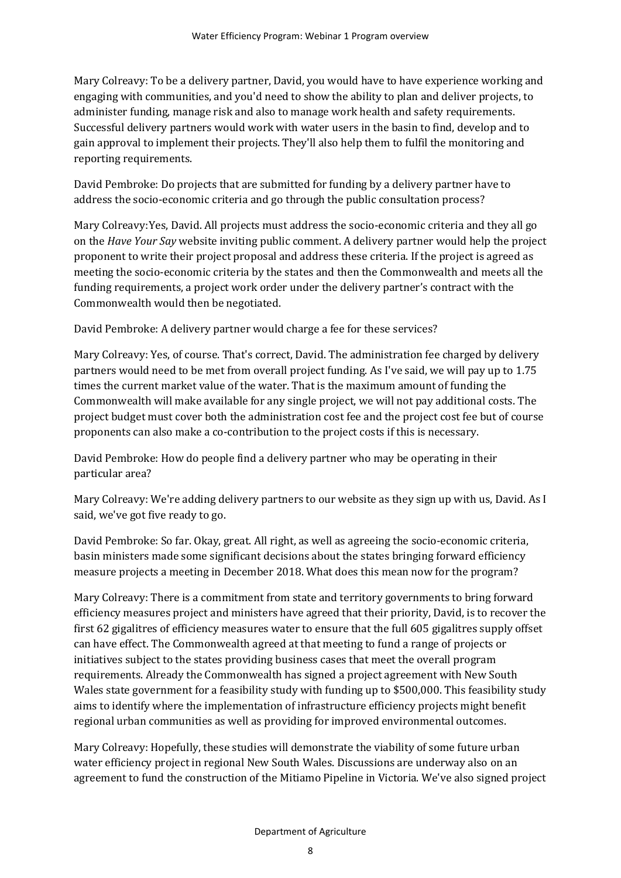Mary Colreavy: To be a delivery partner, David, you would have to have experience working and engaging with communities, and you'd need to show the ability to plan and deliver projects, to administer funding, manage risk and also to manage work health and safety requirements. Successful delivery partners would work with water users in the basin to find, develop and to gain approval to implement their projects. They'll also help them to fulfil the monitoring and reporting requirements.

David Pembroke: Do projects that are submitted for funding by a delivery partner have to address the socio-economic criteria and go through the public consultation process?

Mary Colreavy:Yes, David. All projects must address the socio-economic criteria and they all go on the *Have Your Say* website inviting public comment. A delivery partner would help the project proponent to write their project proposal and address these criteria. If the project is agreed as meeting the socio-economic criteria by the states and then the Commonwealth and meets all the funding requirements, a project work order under the delivery partner's contract with the Commonwealth would then be negotiated.

David Pembroke: A delivery partner would charge a fee for these services?

Mary Colreavy: Yes, of course. That's correct, David. The administration fee charged by delivery partners would need to be met from overall project funding. As I've said, we will pay up to 1.75 times the current market value of the water. That is the maximum amount of funding the Commonwealth will make available for any single project, we will not pay additional costs. The project budget must cover both the administration cost fee and the project cost fee but of course proponents can also make a co-contribution to the project costs if this is necessary.

David Pembroke: How do people find a delivery partner who may be operating in their particular area?

Mary Colreavy: We're adding delivery partners to our website as they sign up with us, David. As I said, we've got five ready to go.

David Pembroke: So far. Okay, great. All right, as well as agreeing the socio-economic criteria, basin ministers made some significant decisions about the states bringing forward efficiency measure projects a meeting in December 2018. What does this mean now for the program?

Mary Colreavy: There is a commitment from state and territory governments to bring forward efficiency measures project and ministers have agreed that their priority, David, is to recover the first 62 gigalitres of efficiency measures water to ensure that the full 605 gigalitres supply offset can have effect. The Commonwealth agreed at that meeting to fund a range of projects or initiatives subject to the states providing business cases that meet the overall program requirements. Already the Commonwealth has signed a project agreement with New South Wales state government for a feasibility study with funding up to $500,000. This feasibility study aims to identify where the implementation of infrastructure efficiency projects might benefit regional urban communities as well as providing for improved environmental outcomes.

Mary Colreavy: Hopefully, these studies will demonstrate the viability of some future urban water efficiency project in regional New South Wales. Discussions are underway also on an agreement to fund the construction of the Mitiamo Pipeline in Victoria. We've also signed project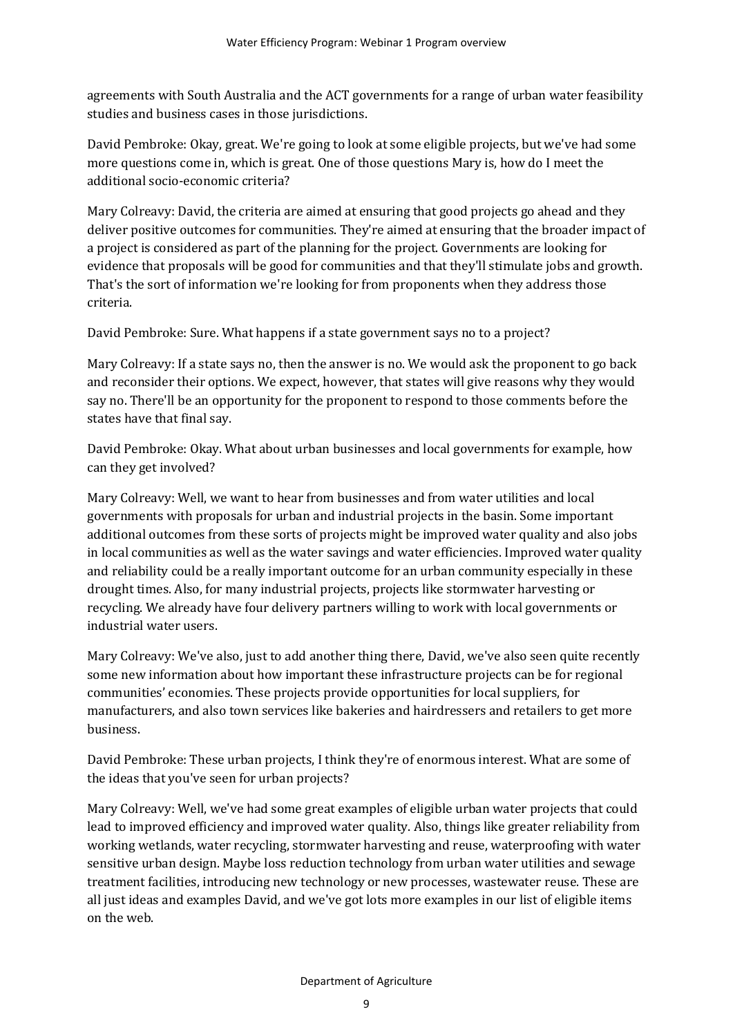agreements with South Australia and the ACT governments for a range of urban water feasibility studies and business cases in those jurisdictions.

David Pembroke: Okay, great. We're going to look at some eligible projects, but we've had some more questions come in, which is great. One of those questions Mary is, how do I meet the additional socio-economic criteria?

Mary Colreavy: David, the criteria are aimed at ensuring that good projects go ahead and they deliver positive outcomes for communities. They're aimed at ensuring that the broader impact of a project is considered as part of the planning for the project. Governments are looking for evidence that proposals will be good for communities and that they'll stimulate jobs and growth. That's the sort of information we're looking for from proponents when they address those criteria.

David Pembroke: Sure. What happens if a state government says no to a project?

Mary Colreavy: If a state says no, then the answer is no. We would ask the proponent to go back and reconsider their options. We expect, however, that states will give reasons why they would say no. There'll be an opportunity for the proponent to respond to those comments before the states have that final say.

David Pembroke: Okay. What about urban businesses and local governments for example, how can they get involved?

Mary Colreavy: Well, we want to hear from businesses and from water utilities and local governments with proposals for urban and industrial projects in the basin. Some important additional outcomes from these sorts of projects might be improved water quality and also jobs in local communities as well as the water savings and water efficiencies. Improved water quality and reliability could be a really important outcome for an urban community especially in these drought times. Also, for many industrial projects, projects like stormwater harvesting or recycling. We already have four delivery partners willing to work with local governments or industrial water users.

Mary Colreavy: We've also, just to add another thing there, David, we've also seen quite recently some new information about how important these infrastructure projects can be for regional communities' economies. These projects provide opportunities for local suppliers, for manufacturers, and also town services like bakeries and hairdressers and retailers to get more business.

David Pembroke: These urban projects, I think they're of enormous interest. What are some of the ideas that you've seen for urban projects?

Mary Colreavy: Well, we've had some great examples of eligible urban water projects that could lead to improved efficiency and improved water quality. Also, things like greater reliability from working wetlands, water recycling, stormwater harvesting and reuse, waterproofing with water sensitive urban design. Maybe loss reduction technology from urban water utilities and sewage treatment facilities, introducing new technology or new processes, wastewater reuse. These are all just ideas and examples David, and we've got lots more examples in our list of eligible items on the web.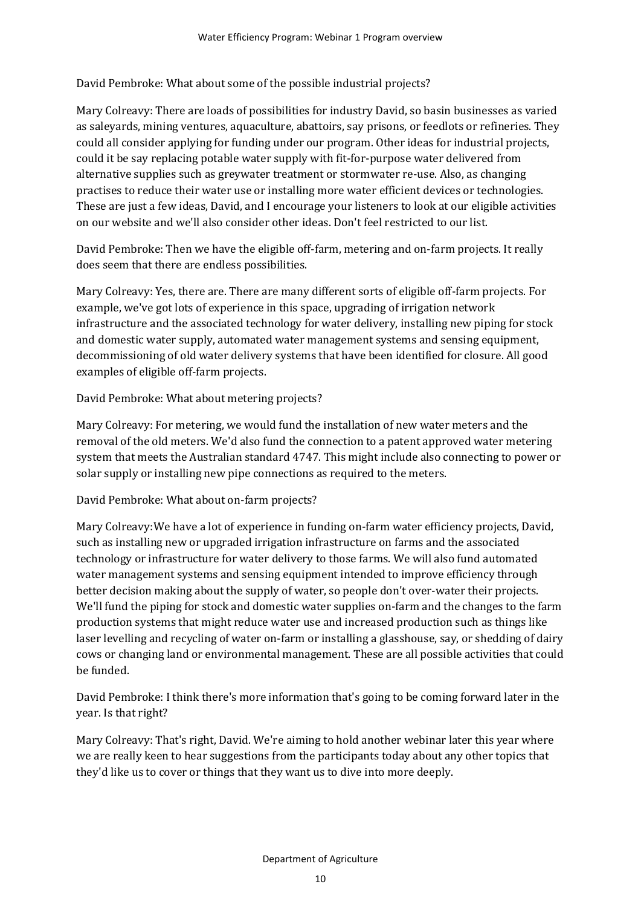David Pembroke: What about some of the possible industrial projects?

Mary Colreavy: There are loads of possibilities for industry David, so basin businesses as varied as saleyards, mining ventures, aquaculture, abattoirs, say prisons, or feedlots or refineries. They could all consider applying for funding under our program. Other ideas for industrial projects, could it be say replacing potable water supply with fit-for-purpose water delivered from alternative supplies such as greywater treatment or stormwater re-use. Also, as changing practises to reduce their water use or installing more water efficient devices or technologies. These are just a few ideas, David, and I encourage your listeners to look at our eligible activities on our website and we'll also consider other ideas. Don't feel restricted to our list.

David Pembroke: Then we have the eligible off-farm, metering and on-farm projects. It really does seem that there are endless possibilities.

Mary Colreavy: Yes, there are. There are many different sorts of eligible off-farm projects. For example, we've got lots of experience in this space, upgrading of irrigation network infrastructure and the associated technology for water delivery, installing new piping for stock and domestic water supply, automated water management systems and sensing equipment, decommissioning of old water delivery systems that have been identified for closure. All good examples of eligible off-farm projects.

David Pembroke: What about metering projects?

Mary Colreavy: For metering, we would fund the installation of new water meters and the removal of the old meters. We'd also fund the connection to a patent approved water metering system that meets the Australian standard 4747. This might include also connecting to power or solar supply or installing new pipe connections as required to the meters.

David Pembroke: What about on-farm projects?

Mary Colreavy:We have a lot of experience in funding on-farm water efficiency projects, David, such as installing new or upgraded irrigation infrastructure on farms and the associated technology or infrastructure for water delivery to those farms. We will also fund automated water management systems and sensing equipment intended to improve efficiency through better decision making about the supply of water, so people don't over-water their projects. We'll fund the piping for stock and domestic water supplies on-farm and the changes to the farm production systems that might reduce water use and increased production such as things like laser levelling and recycling of water on-farm or installing a glasshouse, say, or shedding of dairy cows or changing land or environmental management. These are all possible activities that could be funded.

David Pembroke: I think there's more information that's going to be coming forward later in the year. Is that right?

Mary Colreavy: That's right, David. We're aiming to hold another webinar later this year where we are really keen to hear suggestions from the participants today about any other topics that they'd like us to cover or things that they want us to dive into more deeply.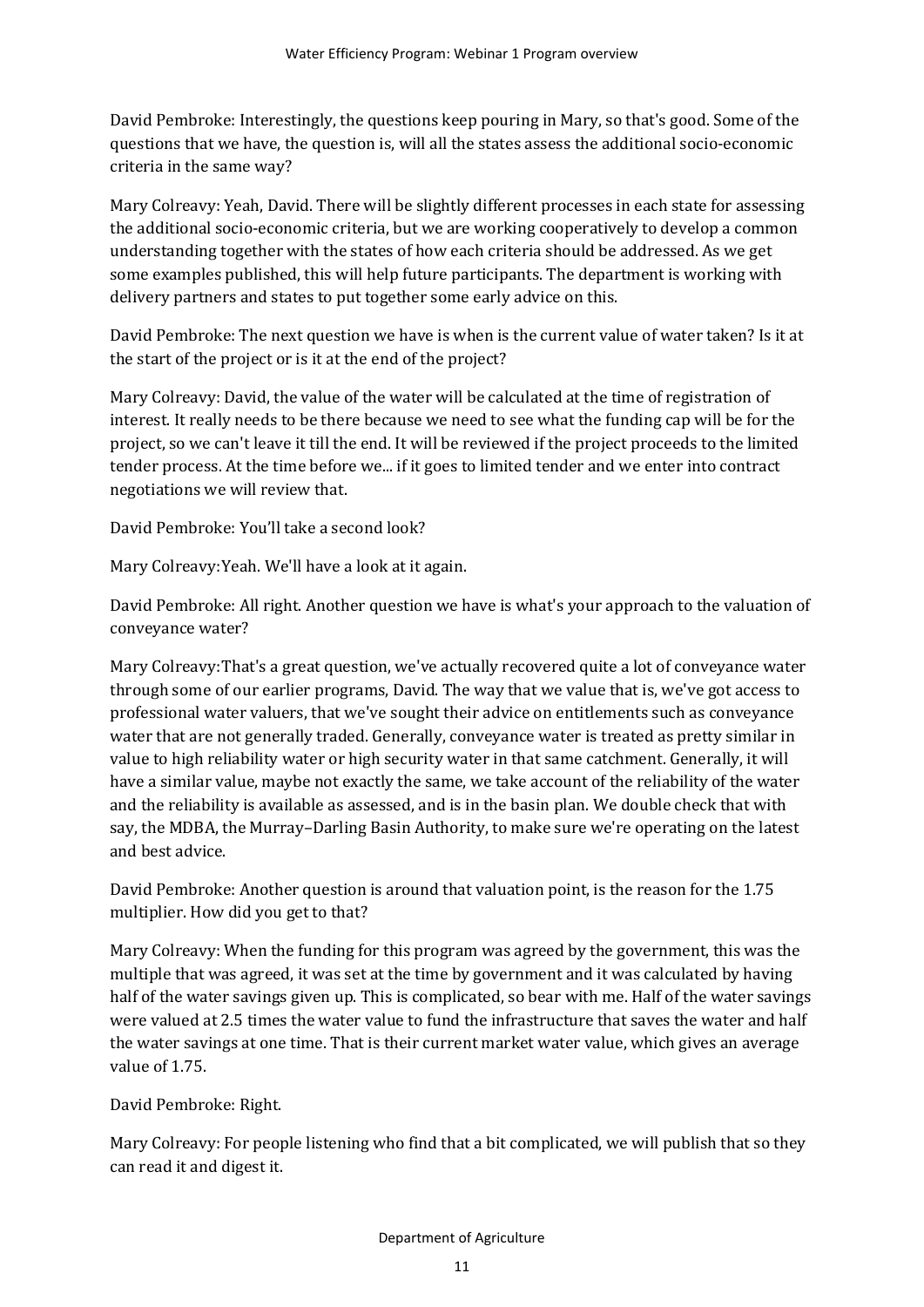David Pembroke: Interestingly, the questions keep pouring in Mary, so that's good. Some of the questions that we have, the question is, will all the states assess the additional socio-economic criteria in the same way?

Mary Colreavy: Yeah, David. There will be slightly different processes in each state for assessing the additional socio-economic criteria, but we are working cooperatively to develop a common understanding together with the states of how each criteria should be addressed. As we get some examples published, this will help future participants. The department is working with delivery partners and states to put together some early advice on this.

David Pembroke: The next question we have is when is the current value of water taken? Is it at the start of the project or is it at the end of the project?

Mary Colreavy: David, the value of the water will be calculated at the time of registration of interest. It really needs to be there because we need to see what the funding cap will be for the project, so we can't leave it till the end. It will be reviewed if the project proceeds to the limited tender process. At the time before we... if it goes to limited tender and we enter into contract negotiations we will review that.

David Pembroke: You'll take a second look?

Mary Colreavy: Yeah. We'll have a look at it again.

David Pembroke: All right. Another question we have is what's your approach to the valuation of conveyance water?

Mary Colreavy: That's a great question, we've actually recovered quite a lot of conveyance water through some of our earlier programs, David. The way that we value that is, we've got access to professional water valuers, that we've sought their advice on entitlements such as conveyance water that are not generally traded. Generally, conveyance water is treated as pretty similar in value to high reliability water or high security water in that same catchment. Generally, it will have a similar value, maybe not exactly the same, we take account of the reliability of the water and the reliability is available as assessed, and is in the basin plan. We double check that with say, the MDBA, the Murray–Darling Basin Authority, to make sure we're operating on the latest and best advice.

David Pembroke: Another question is around that valuation point, is the reason for the 1.75 multiplier. How did you get to that?

Mary Colreavy: When the funding for this program was agreed by the government, this was the multiple that was agreed, it was set at the time by government and it was calculated by having half of the water savings given up. This is complicated, so bear with me. Half of the water savings were valued at 2.5 times the water value to fund the infrastructure that saves the water and half the water savings at one time. That is their current market water value, which gives an average value of 1.75.

David Pembroke: Right.

Mary Colreavy: For people listening who find that a bit complicated, we will publish that so they can read it and digest it.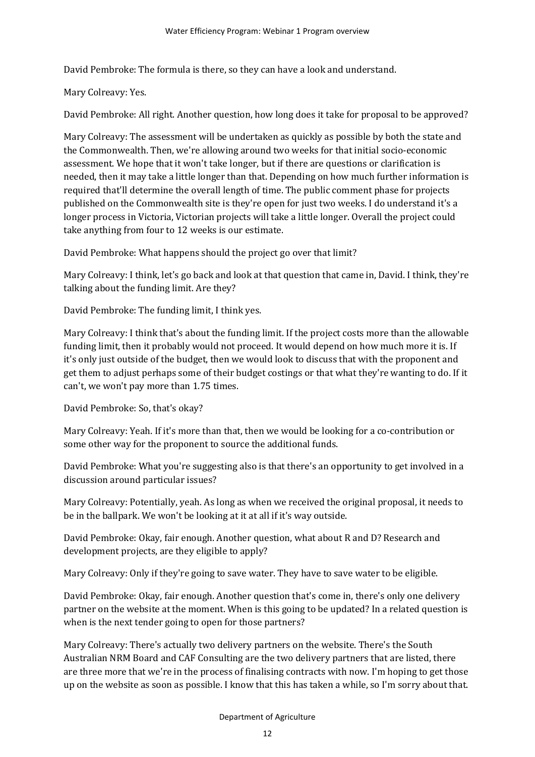David Pembroke: The formula is there, so they can have a look and understand.

Mary Colreavy: Yes.

David Pembroke: All right. Another question, how long does it take for proposal to be approved?

Mary Colreavy: The assessment will be undertaken as quickly as possible by both the state and the Commonwealth. Then, we're allowing around two weeks for that initial socio-economic assessment. We hope that it won't take longer, but if there are questions or clarification is needed, then it may take a little longer than that. Depending on how much further information is required that'll determine the overall length of time. The public comment phase for projects published on the Commonwealth site is they're open for just two weeks. I do understand it's a longer process in Victoria, Victorian projects will take a little longer. Overall the project could take anything from four to 12 weeks is our estimate.

David Pembroke: What happens should the project go over that limit?

Mary Colreavy: I think, let's go back and look at that question that came in, David. I think, they're talking about the funding limit. Are they?

David Pembroke: The funding limit, I think yes.

Mary Colreavy: I think that's about the funding limit. If the project costs more than the allowable funding limit, then it probably would not proceed. It would depend on how much more it is. If it's only just outside of the budget, then we would look to discuss that with the proponent and get them to adjust perhaps some of their budget costings or that what they're wanting to do. If it can't, we won't pay more than 1.75 times.

David Pembroke: So, that's okay?

Mary Colreavy: Yeah. If it's more than that, then we would be looking for a co-contribution or some other way for the proponent to source the additional funds.

David Pembroke: What you're suggesting also is that there's an opportunity to get involved in a discussion around particular issues?

Mary Colreavy: Potentially, yeah. As long as when we received the original proposal, it needs to be in the ballpark. We won't be looking at it at all if it's way outside.

David Pembroke: Okay, fair enough. Another question, what about R and D? Research and development projects, are they eligible to apply?

Mary Colreavy: Only if they're going to save water. They have to save water to be eligible.

David Pembroke: Okay, fair enough. Another question that's come in, there's only one delivery partner on the website at the moment. When is this going to be updated? In a related question is when is the next tender going to open for those partners?

Mary Colreavy: There's actually two delivery partners on the website. There's the South Australian NRM Board and CAF Consulting are the two delivery partners that are listed, there are three more that we're in the process of finalising contracts with now. I'm hoping to get those up on the website as soon as possible. I know that this has taken a while, so I'm sorry about that.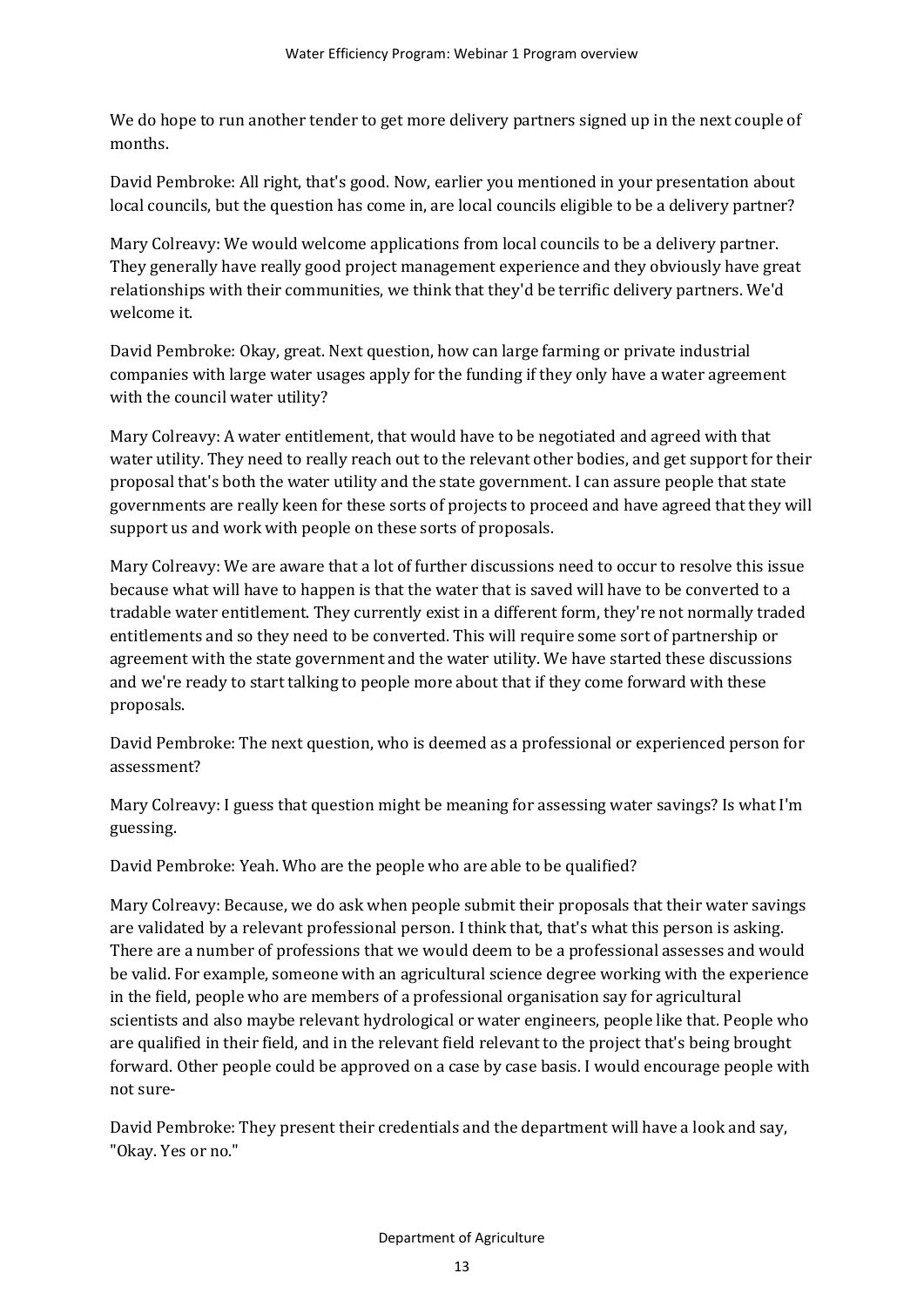We do hope to run another tender to get more delivery partners signed up in the next couple of months.

David Pembroke: All right, that's good. Now, earlier you mentioned in your presentation about local councils, but the question has come in, are local councils eligible to be a delivery partner?

Mary Colreavy: We would welcome applications from local councils to be a delivery partner. They generally have really good project management experience and they obviously have great relationships with their communities, we think that they'd be terrific delivery partners. We'd welcome it.

David Pembroke: Okay, great. Next question, how can large farming or private industrial companies with large water usages apply for the funding if they only have a water agreement with the council water utility?

Mary Colreavy: A water entitlement, that would have to be negotiated and agreed with that water utility. They need to really reach out to the relevant other bodies, and get support for their proposal that's both the water utility and the state government. I can assure people that state governments are really keen for these sorts of projects to proceed and have agreed that they will support us and work with people on these sorts of proposals.

Mary Colreavy: We are aware that a lot of further discussions need to occur to resolve this issue because what will have to happen is that the water that is saved will have to be converted to a tradable water entitlement. They currently exist in a different form, they're not normally traded entitlements and so they need to be converted. This will require some sort of partnership or agreement with the state government and the water utility. We have started these discussions and we're ready to start talking to people more about that if they come forward with these proposals.

David Pembroke: The next question, who is deemed as a professional or experienced person for assessment?

Mary Colreavy: I guess that question might be meaning for assessing water savings? Is what I'm guessing.

David Pembroke: Yeah. Who are the people who are able to be qualified?

Mary Colreavy: Because, we do ask when people submit their proposals that their water savings are validated by a relevant professional person. I think that, that's what this person is asking. There are a number of professions that we would deem to be a professional assesses and would be valid. For example, someone with an agricultural science degree working with the experience in the field, people who are members of a professional organisation say for agricultural scientists and also maybe relevant hydrological or water engineers, people like that. People who are qualified in their field, and in the relevant field relevant to the project that's being brought forward. Other people could be approved on a case by case basis. I would encourage people with not sure-

David Pembroke: They present their credentials and the department will have a look and say, "Okay. Yes or no."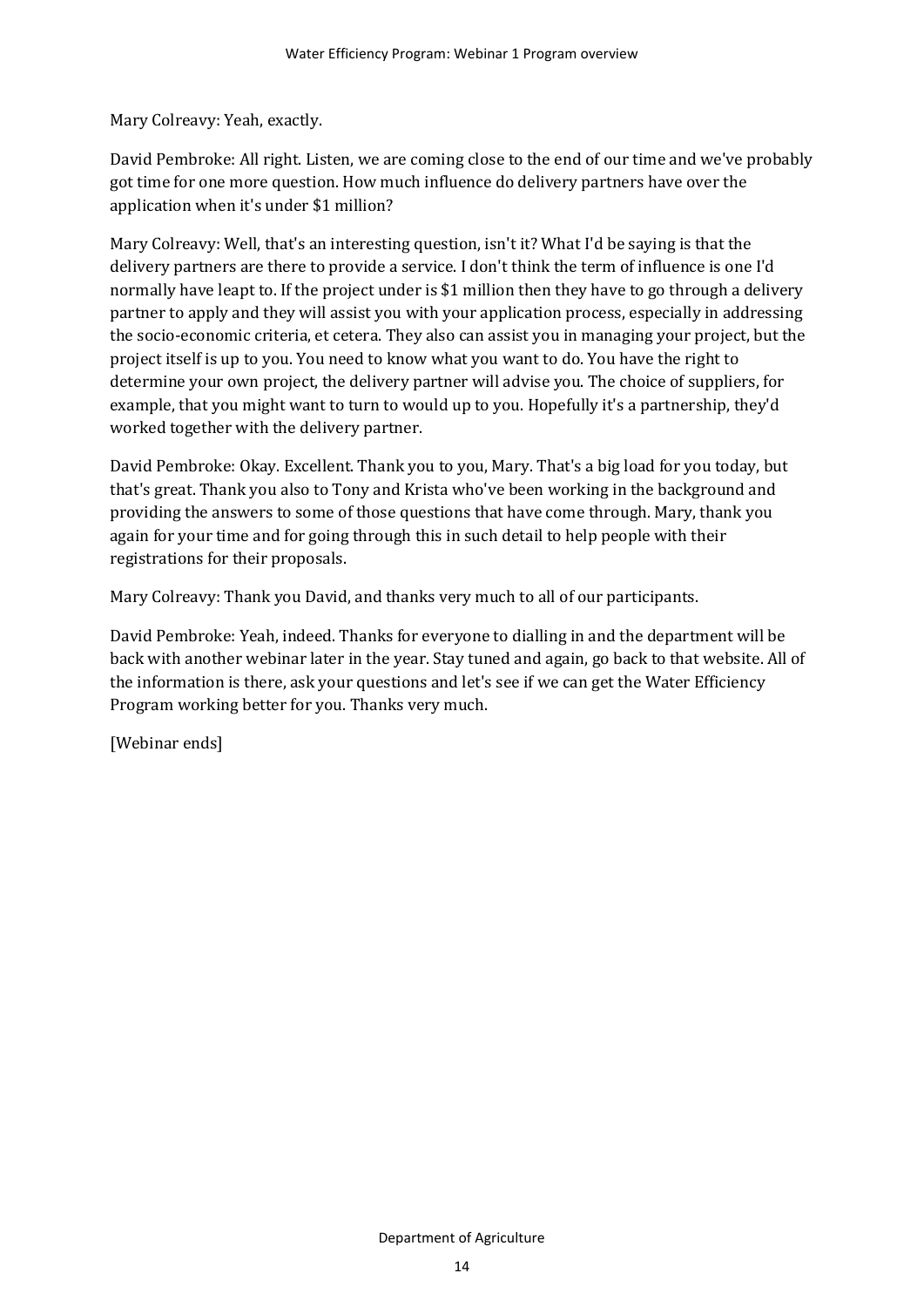Mary Colreavy: Yeah, exactly.

David Pembroke: All right. Listen, we are coming close to the end of our time and we've probably got time for one more question. How much influence do delivery partners have over the application when it's under $1 million?

Mary Colreavy: Well, that's an interesting question, isn't it? What I'd be saying is that the delivery partners are there to provide a service. I don't think the term of influence is one I'd normally have leapt to. If the project under is $1 million then they have to go through a delivery partner to apply and they will assist you with your application process, especially in addressing the socio-economic criteria, et cetera. They also can assist you in managing your project, but the project itself is up to you. You need to know what you want to do. You have the right to determine your own project, the delivery partner will advise you. The choice of suppliers, for example, that you might want to turn to would up to you. Hopefully it's a partnership, they'd worked together with the delivery partner.

David Pembroke: Okay. Excellent. Thank you to you, Mary. That's a big load for you today, but that's great. Thank you also to Tony and Krista who've been working in the background and providing the answers to some of those questions that have come through. Mary, thank you again for your time and for going through this in such detail to help people with their registrations for their proposals.

Mary Colreavy: Thank you David, and thanks very much to all of our participants.

David Pembroke: Yeah, indeed. Thanks for everyone to dialling in and the department will be back with another webinar later in the year. Stay tuned and again, go back to that website. All of the information is there, ask your questions and let's see if we can get the Water Efficiency Program working better for you. Thanks very much.

[Webinar ends]